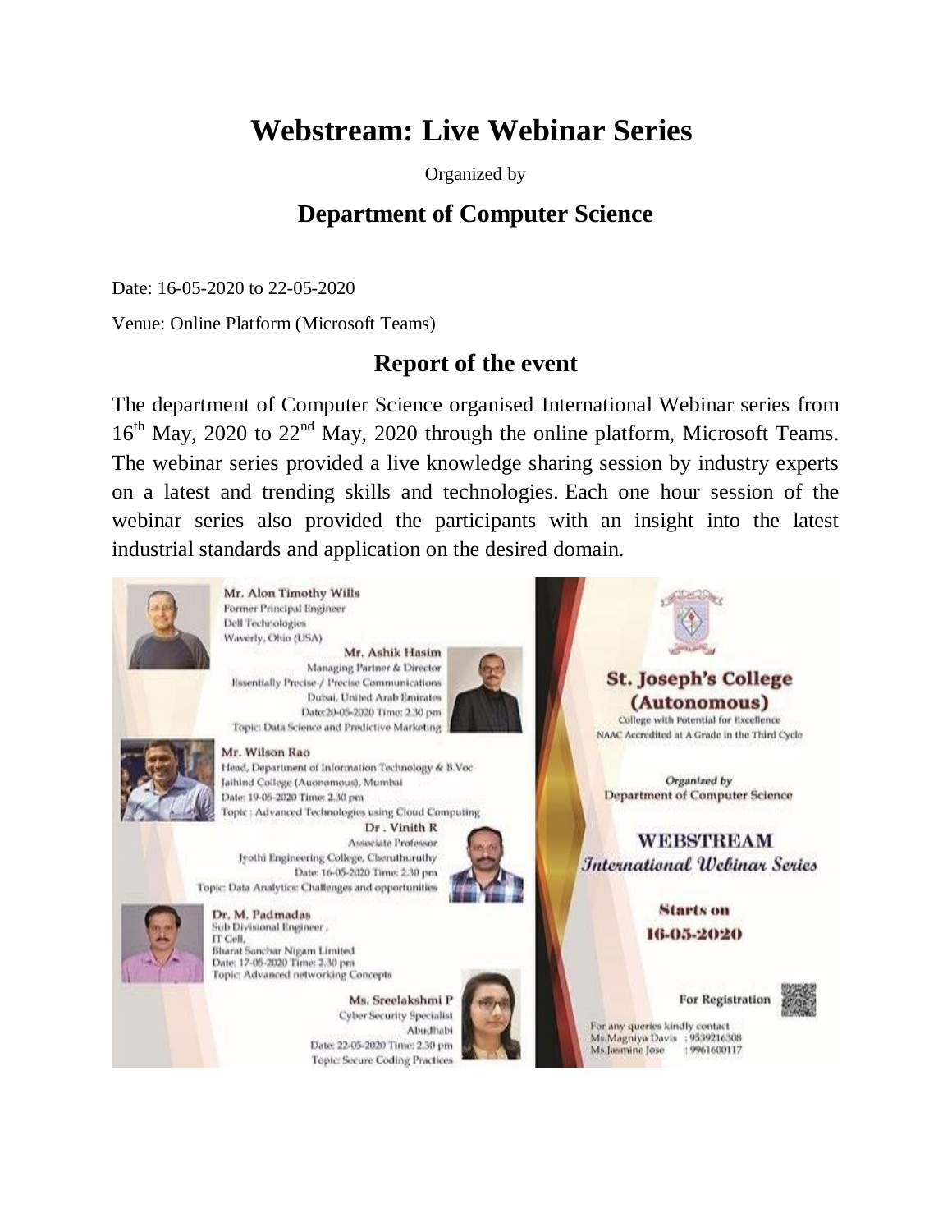# Webstream: Live Webinar Series

Organized by

## Department of Computer Science

Date: 16-05-2020 to 22-05-2020

Venue: Online Platform (Microsoft Teams)

## Report of the event

The department of Computer Science organised International Webinar series from 16th May, 2020 to 22nd May, 2020 through the online platform, Microsoft Teams. The webinar series provided a live knowledge sharing session by industry experts on a latest and trending skills and technologies. Each one hour session of the webinar series also provided the participants with an insight into the latest industrial standards and application on the desired domain.

**Mr. Alon Timothy Wills**
Former Principal Engineer
Dell Technologies
Waverly, Ohio (USA)

**Mr. Ashik Hasim**
Managing Partner & Director
Essentially Precise / Precise Communications
Dubai, United Arab Emirates
Date:20-05-2020 Time: 2.30 pm
Topic: Data Science and Predictive Marketing

**Mr. Wilson Rao**
Head, Department of Information Technology & B.Voc
Jaihind College (Auonomous), Mumbai
Date: 19-05-2020 Time: 2.30 pm
Topic : Advanced Technologies using Cloud Computing

**Dr . Vinith R**
Associate Professor
Jyothi Engineering College, Cheruthuruthy
Date: 16-05-2020 Time: 2.30 pm
Topic: Data Analytics: Challenges and opportunities

**Dr. M. Padmadas**
Sub Divisional Engineer ,
IT Cell,
Bharat Sanchar Nigam Limited
Date: 17-05-2020 Time: 2.30 pm
Topic: Advanced networking Concepts

**Ms. Sreelakshmi P**
Cyber Security Specialist
Abudhabi
Date: 22-05-2020 Time: 2.30 pm
Topic: Secure Coding Practices

**St. Joseph's College (Autonomous)**
College with Potential for Excellence
NAAC Accredited at A Grade in the Third Cycle

*Organized by*
Department of Computer Science

**WEBSTREAM**
*International Webinar Series*

**Starts on**
**16-05-2020**

**For Registration**

For any queries kindly contact
Ms.Magniya Davis : 9539216308
Ms.Jasmine Jose : 9961600117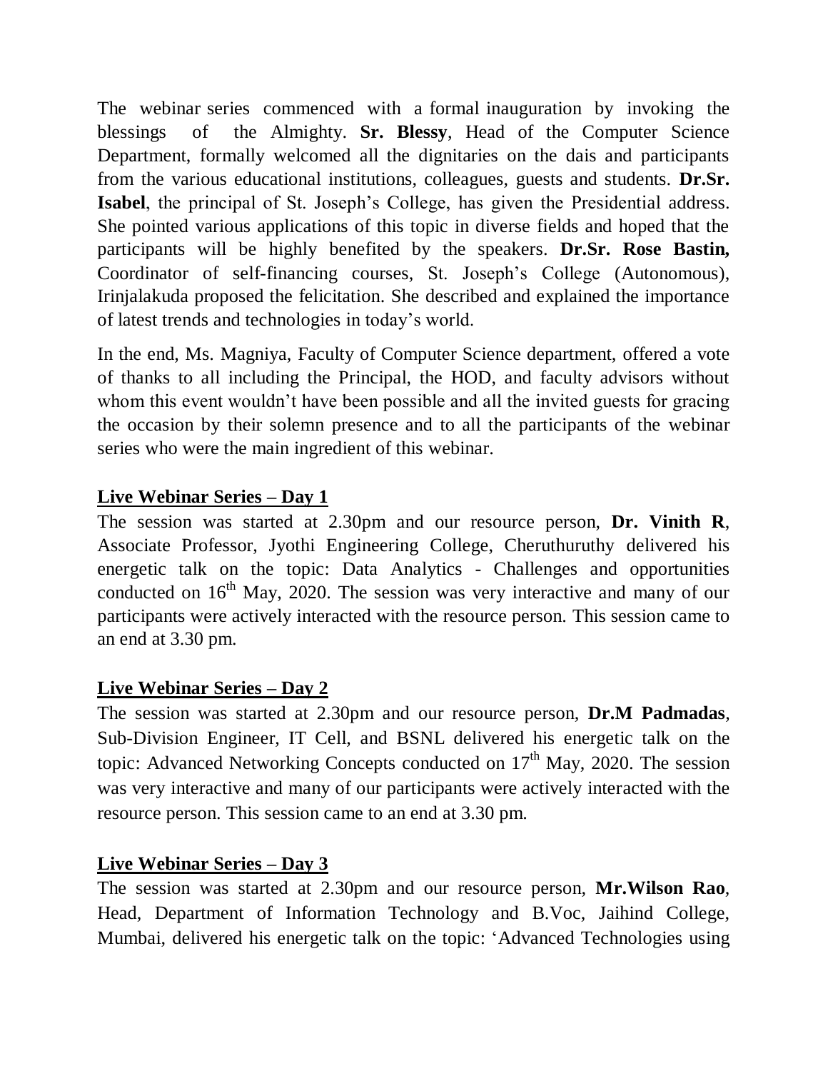The webinar series commenced with a formal inauguration by invoking the blessings of the Almighty. **Sr. Blessy**, Head of the Computer Science Department, formally welcomed all the dignitaries on the dais and participants from the various educational institutions, colleagues, guests and students. **Dr.Sr. Isabel**, the principal of St. Joseph's College, has given the Presidential address. She pointed various applications of this topic in diverse fields and hoped that the participants will be highly benefited by the speakers. **Dr.Sr. Rose Bastin,** Coordinator of self-financing courses, St. Joseph's College (Autonomous), Irinjalakuda proposed the felicitation. She described and explained the importance of latest trends and technologies in today's world.

In the end, Ms. Magniya, Faculty of Computer Science department, offered a vote of thanks to all including the Principal, the HOD, and faculty advisors without whom this event wouldn't have been possible and all the invited guests for gracing the occasion by their solemn presence and to all the participants of the webinar series who were the main ingredient of this webinar.

**Live Webinar Series – Day 1**

The session was started at 2.30pm and our resource person, **Dr. Vinith R**, Associate Professor, Jyothi Engineering College, Cheruthuruthy delivered his energetic talk on the topic: Data Analytics - Challenges and opportunities conducted on 16th May, 2020. The session was very interactive and many of our participants were actively interacted with the resource person. This session came to an end at 3.30 pm.

**Live Webinar Series – Day 2**

The session was started at 2.30pm and our resource person, **Dr.M Padmadas**, Sub-Division Engineer, IT Cell, and BSNL delivered his energetic talk on the topic: Advanced Networking Concepts conducted on 17th May, 2020. The session was very interactive and many of our participants were actively interacted with the resource person. This session came to an end at 3.30 pm.

**Live Webinar Series – Day 3**

The session was started at 2.30pm and our resource person, **Mr.Wilson Rao**, Head, Department of Information Technology and B.Voc, Jaihind College, Mumbai, delivered his energetic talk on the topic: 'Advanced Technologies using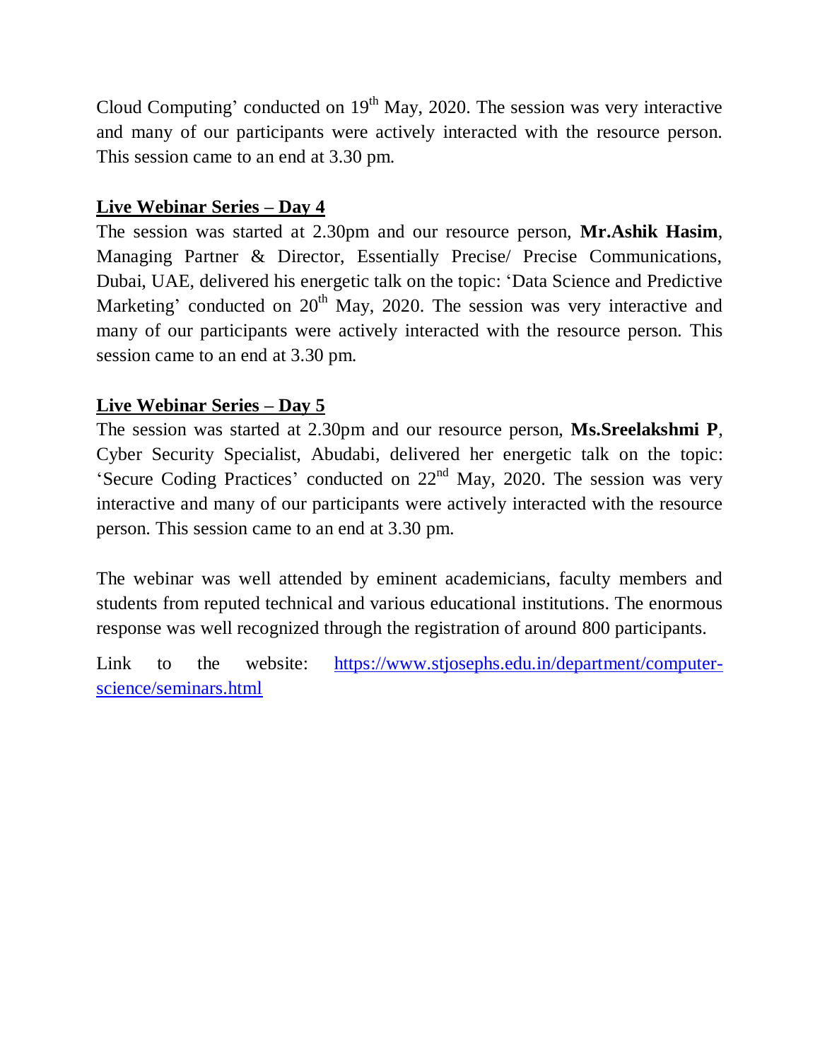Cloud Computing' conducted on 19th May, 2020. The session was very interactive and many of our participants were actively interacted with the resource person. This session came to an end at 3.30 pm.

## Live Webinar Series – Day 4

The session was started at 2.30pm and our resource person, **Mr.Ashik Hasim**, Managing Partner & Director, Essentially Precise/ Precise Communications, Dubai, UAE, delivered his energetic talk on the topic: 'Data Science and Predictive Marketing' conducted on 20th May, 2020. The session was very interactive and many of our participants were actively interacted with the resource person. This session came to an end at 3.30 pm.

## Live Webinar Series – Day 5

The session was started at 2.30pm and our resource person, **Ms.Sreelakshmi P**, Cyber Security Specialist, Abudabi, delivered her energetic talk on the topic: 'Secure Coding Practices' conducted on 22nd May, 2020. The session was very interactive and many of our participants were actively interacted with the resource person. This session came to an end at 3.30 pm.

The webinar was well attended by eminent academicians, faculty members and students from reputed technical and various educational institutions. The enormous response was well recognized through the registration of around 800 participants.

Link to the website: [https://www.stjosephs.edu.in/department/computer-science/seminars.html](https://www.stjosephs.edu.in/department/computer-science/seminars.html)